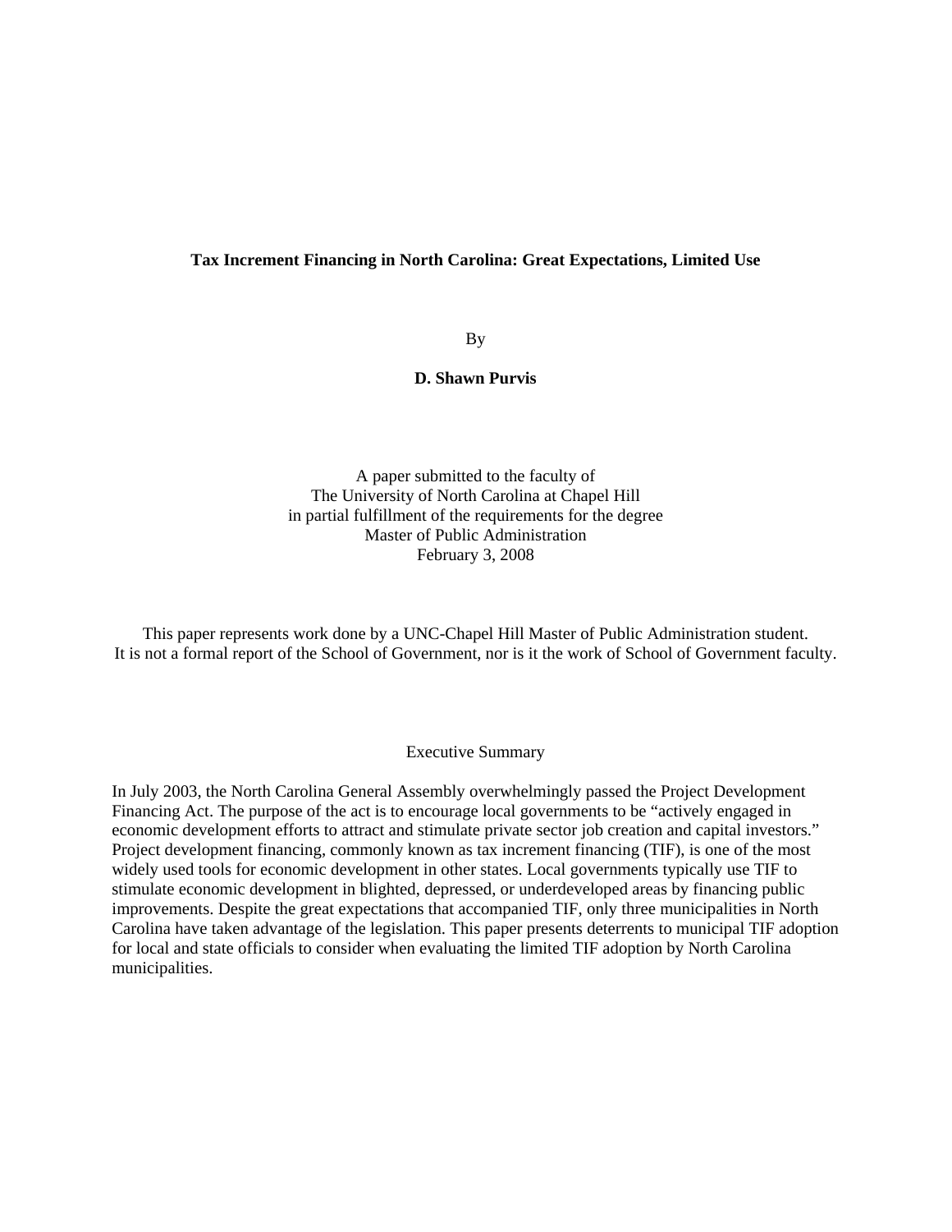# Tax Increment Financing in North Carolina: Great Expectations, Limited Use

By

**D. Shawn Purvis**

A paper submitted to the faculty of
The University of North Carolina at Chapel Hill
in partial fulfillment of the requirements for the degree
Master of Public Administration
February 3, 2008

This paper represents work done by a UNC-Chapel Hill Master of Public Administration student.
It is not a formal report of the School of Government, nor is it the work of School of Government faculty.

## Executive Summary

In July 2003, the North Carolina General Assembly overwhelmingly passed the Project Development Financing Act. The purpose of the act is to encourage local governments to be "actively engaged in economic development efforts to attract and stimulate private sector job creation and capital investors." Project development financing, commonly known as tax increment financing (TIF), is one of the most widely used tools for economic development in other states. Local governments typically use TIF to stimulate economic development in blighted, depressed, or underdeveloped areas by financing public improvements. Despite the great expectations that accompanied TIF, only three municipalities in North Carolina have taken advantage of the legislation. This paper presents deterrents to municipal TIF adoption for local and state officials to consider when evaluating the limited TIF adoption by North Carolina municipalities.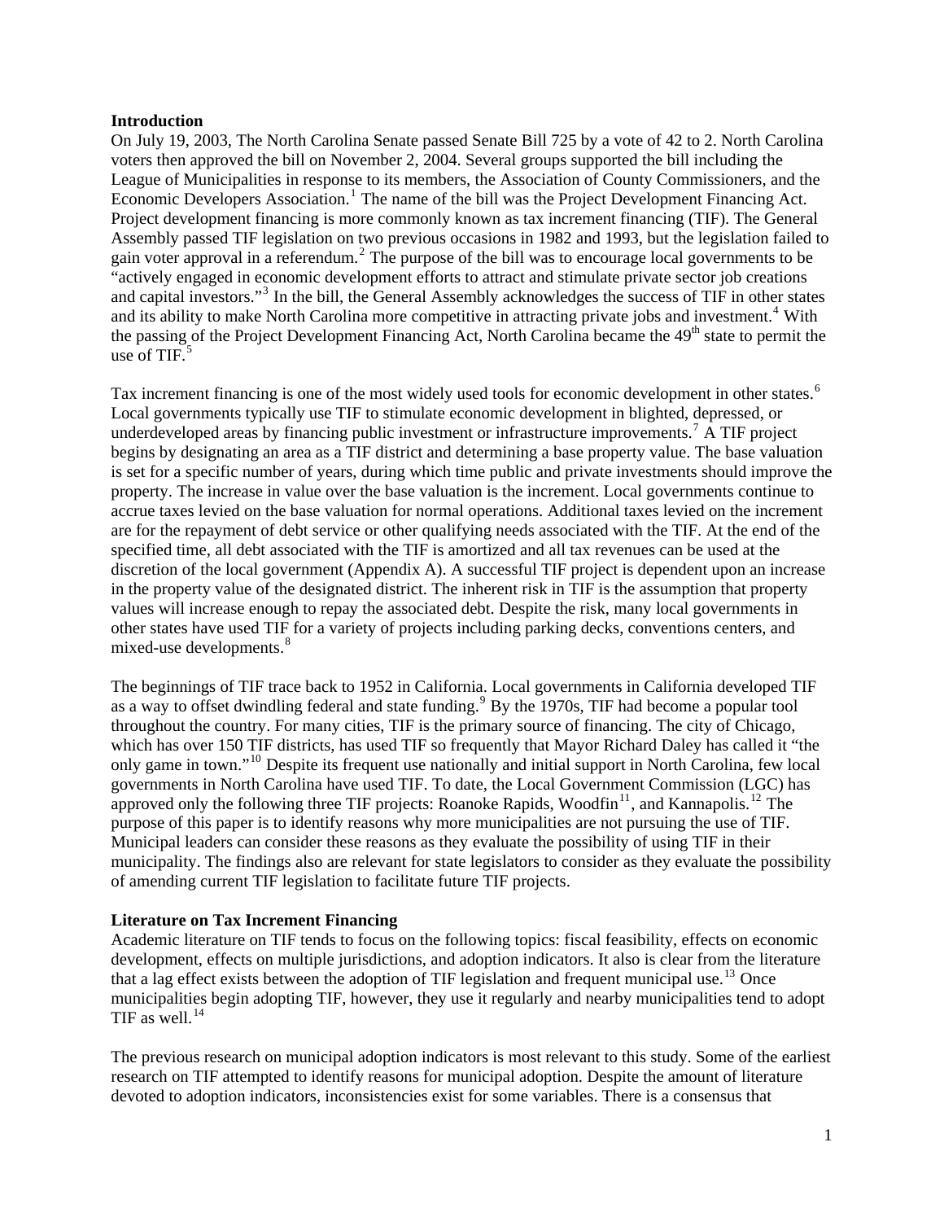## Introduction

On July 19, 2003, The North Carolina Senate passed Senate Bill 725 by a vote of 42 to 2. North Carolina voters then approved the bill on November 2, 2004. Several groups supported the bill including the League of Municipalities in response to its members, the Association of County Commissioners, and the Economic Developers Association.[1] The name of the bill was the Project Development Financing Act. Project development financing is more commonly known as tax increment financing (TIF). The General Assembly passed TIF legislation on two previous occasions in 1982 and 1993, but the legislation failed to gain voter approval in a referendum.[2] The purpose of the bill was to encourage local governments to be "actively engaged in economic development efforts to attract and stimulate private sector job creations and capital investors."[3] In the bill, the General Assembly acknowledges the success of TIF in other states and its ability to make North Carolina more competitive in attracting private jobs and investment.[4] With the passing of the Project Development Financing Act, North Carolina became the 49th state to permit the use of TIF.[5]

Tax increment financing is one of the most widely used tools for economic development in other states.[6] Local governments typically use TIF to stimulate economic development in blighted, depressed, or underdeveloped areas by financing public investment or infrastructure improvements.[7] A TIF project begins by designating an area as a TIF district and determining a base property value. The base valuation is set for a specific number of years, during which time public and private investments should improve the property. The increase in value over the base valuation is the increment. Local governments continue to accrue taxes levied on the base valuation for normal operations. Additional taxes levied on the increment are for the repayment of debt service or other qualifying needs associated with the TIF. At the end of the specified time, all debt associated with the TIF is amortized and all tax revenues can be used at the discretion of the local government (Appendix A). A successful TIF project is dependent upon an increase in the property value of the designated district. The inherent risk in TIF is the assumption that property values will increase enough to repay the associated debt. Despite the risk, many local governments in other states have used TIF for a variety of projects including parking decks, conventions centers, and mixed-use developments.[8]

The beginnings of TIF trace back to 1952 in California. Local governments in California developed TIF as a way to offset dwindling federal and state funding.[9] By the 1970s, TIF had become a popular tool throughout the country. For many cities, TIF is the primary source of financing. The city of Chicago, which has over 150 TIF districts, has used TIF so frequently that Mayor Richard Daley has called it "the only game in town."[10] Despite its frequent use nationally and initial support in North Carolina, few local governments in North Carolina have used TIF. To date, the Local Government Commission (LGC) has approved only the following three TIF projects: Roanoke Rapids, Woodfin[11], and Kannapolis.[12] The purpose of this paper is to identify reasons why more municipalities are not pursuing the use of TIF. Municipal leaders can consider these reasons as they evaluate the possibility of using TIF in their municipality. The findings also are relevant for state legislators to consider as they evaluate the possibility of amending current TIF legislation to facilitate future TIF projects.

## Literature on Tax Increment Financing

Academic literature on TIF tends to focus on the following topics: fiscal feasibility, effects on economic development, effects on multiple jurisdictions, and adoption indicators. It also is clear from the literature that a lag effect exists between the adoption of TIF legislation and frequent municipal use.[13] Once municipalities begin adopting TIF, however, they use it regularly and nearby municipalities tend to adopt TIF as well.[14]

The previous research on municipal adoption indicators is most relevant to this study. Some of the earliest research on TIF attempted to identify reasons for municipal adoption. Despite the amount of literature devoted to adoption indicators, inconsistencies exist for some variables. There is a consensus that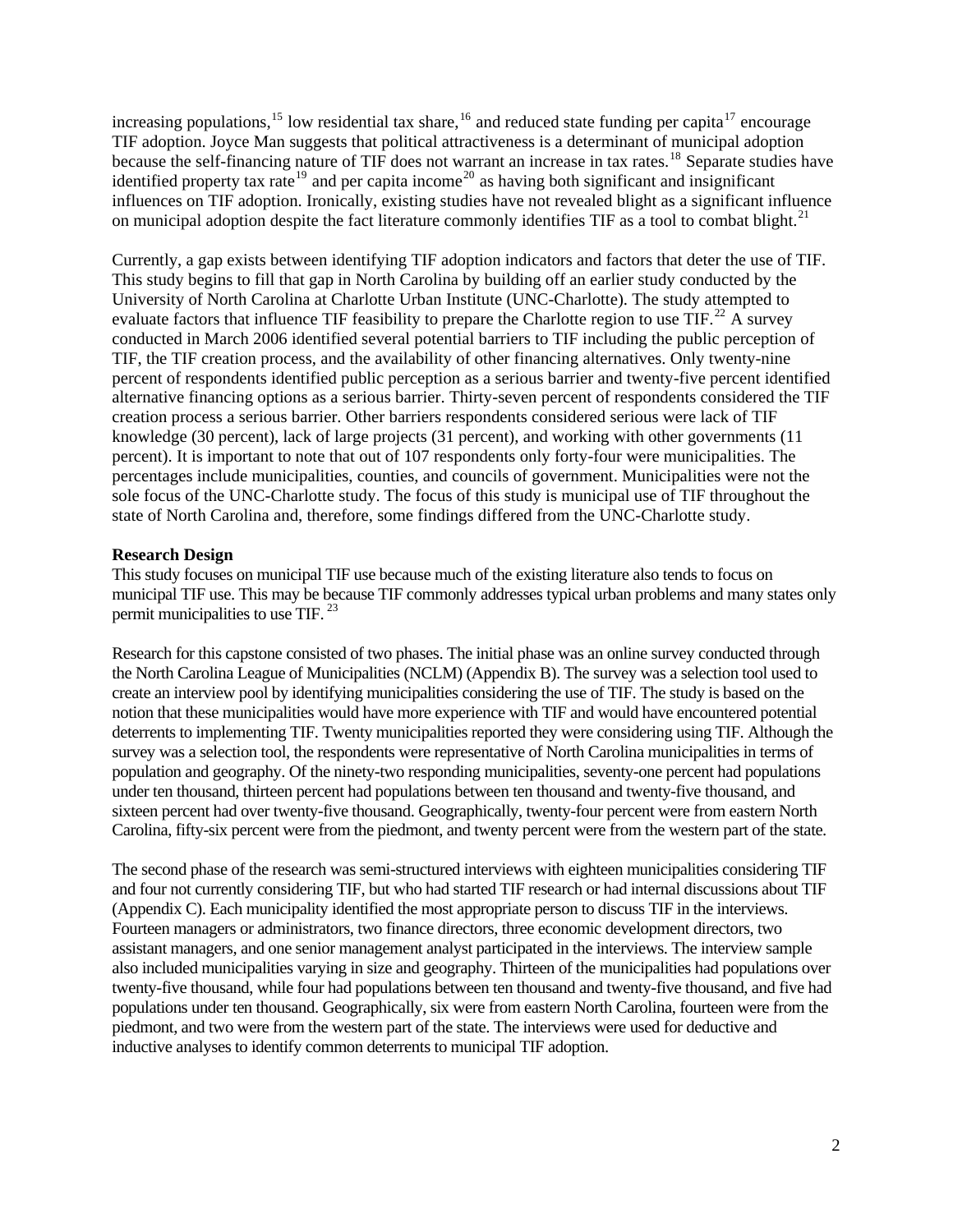increasing populations,[15] low residential tax share,[16] and reduced state funding per capita[17] encourage TIF adoption. Joyce Man suggests that political attractiveness is a determinant of municipal adoption because the self-financing nature of TIF does not warrant an increase in tax rates.[18] Separate studies have identified property tax rate[19] and per capita income[20] as having both significant and insignificant influences on TIF adoption. Ironically, existing studies have not revealed blight as a significant influence on municipal adoption despite the fact literature commonly identifies TIF as a tool to combat blight.[21]

Currently, a gap exists between identifying TIF adoption indicators and factors that deter the use of TIF. This study begins to fill that gap in North Carolina by building off an earlier study conducted by the University of North Carolina at Charlotte Urban Institute (UNC-Charlotte). The study attempted to evaluate factors that influence TIF feasibility to prepare the Charlotte region to use TIF.[22] A survey conducted in March 2006 identified several potential barriers to TIF including the public perception of TIF, the TIF creation process, and the availability of other financing alternatives. Only twenty-nine percent of respondents identified public perception as a serious barrier and twenty-five percent identified alternative financing options as a serious barrier. Thirty-seven percent of respondents considered the TIF creation process a serious barrier. Other barriers respondents considered serious were lack of TIF knowledge (30 percent), lack of large projects (31 percent), and working with other governments (11 percent). It is important to note that out of 107 respondents only forty-four were municipalities. The percentages include municipalities, counties, and councils of government. Municipalities were not the sole focus of the UNC-Charlotte study. The focus of this study is municipal use of TIF throughout the state of North Carolina and, therefore, some findings differed from the UNC-Charlotte study.

**Research Design**

This study focuses on municipal TIF use because much of the existing literature also tends to focus on municipal TIF use. This may be because TIF commonly addresses typical urban problems and many states only permit municipalities to use TIF.[23]

Research for this capstone consisted of two phases. The initial phase was an online survey conducted through the North Carolina League of Municipalities (NCLM) (Appendix B). The survey was a selection tool used to create an interview pool by identifying municipalities considering the use of TIF. The study is based on the notion that these municipalities would have more experience with TIF and would have encountered potential deterrents to implementing TIF. Twenty municipalities reported they were considering using TIF. Although the survey was a selection tool, the respondents were representative of North Carolina municipalities in terms of population and geography. Of the ninety-two responding municipalities, seventy-one percent had populations under ten thousand, thirteen percent had populations between ten thousand and twenty-five thousand, and sixteen percent had over twenty-five thousand. Geographically, twenty-four percent were from eastern North Carolina, fifty-six percent were from the piedmont, and twenty percent were from the western part of the state.

The second phase of the research was semi-structured interviews with eighteen municipalities considering TIF and four not currently considering TIF, but who had started TIF research or had internal discussions about TIF (Appendix C). Each municipality identified the most appropriate person to discuss TIF in the interviews. Fourteen managers or administrators, two finance directors, three economic development directors, two assistant managers, and one senior management analyst participated in the interviews. The interview sample also included municipalities varying in size and geography. Thirteen of the municipalities had populations over twenty-five thousand, while four had populations between ten thousand and twenty-five thousand, and five had populations under ten thousand. Geographically, six were from eastern North Carolina, fourteen were from the piedmont, and two were from the western part of the state. The interviews were used for deductive and inductive analyses to identify common deterrents to municipal TIF adoption.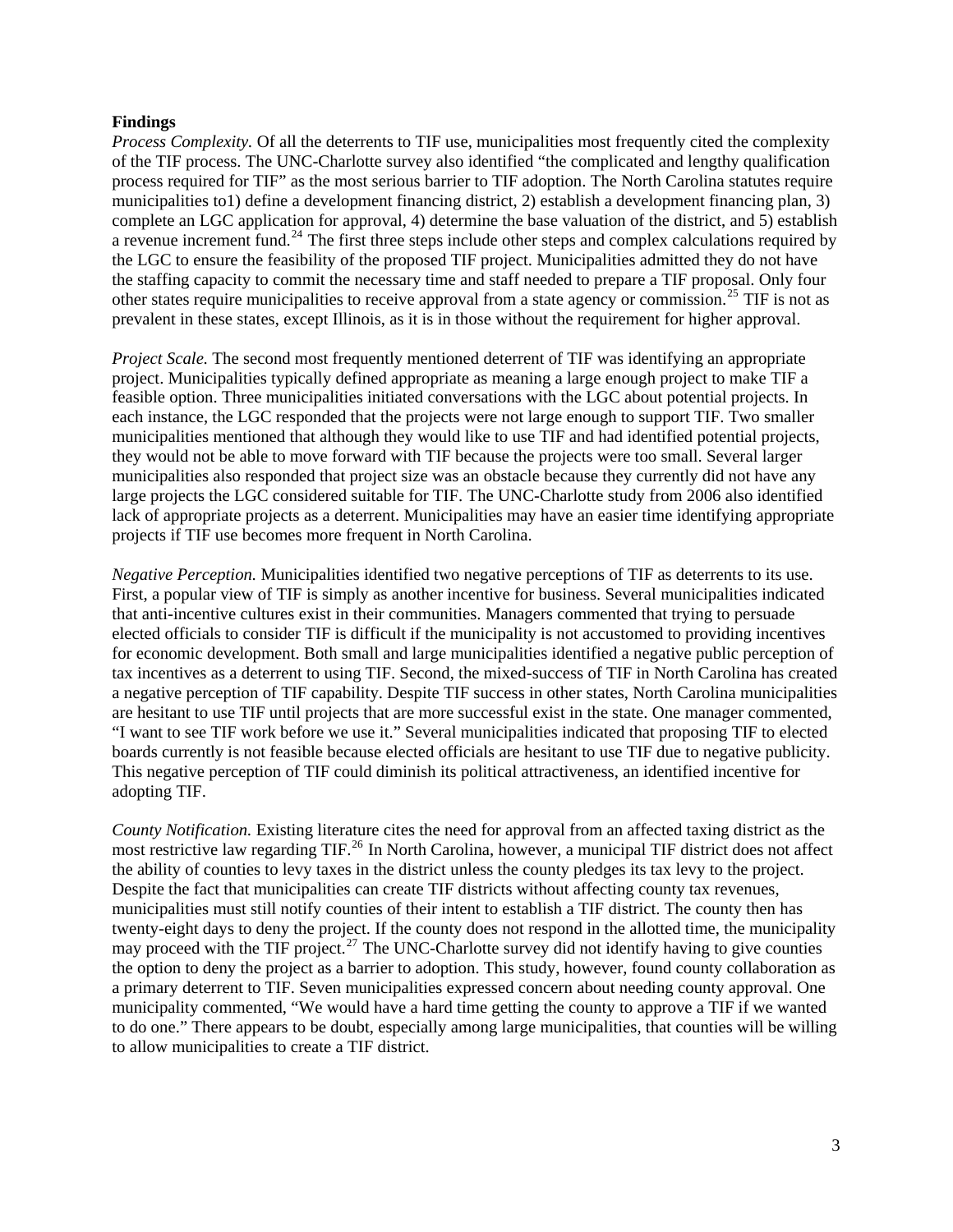**Findings**

*Process Complexity.* Of all the deterrents to TIF use, municipalities most frequently cited the complexity of the TIF process. The UNC-Charlotte survey also identified "the complicated and lengthy qualification process required for TIF" as the most serious barrier to TIF adoption. The North Carolina statutes require municipalities to1) define a development financing district, 2) establish a development financing plan, 3) complete an LGC application for approval, 4) determine the base valuation of the district, and 5) establish a revenue increment fund.[24] The first three steps include other steps and complex calculations required by the LGC to ensure the feasibility of the proposed TIF project. Municipalities admitted they do not have the staffing capacity to commit the necessary time and staff needed to prepare a TIF proposal. Only four other states require municipalities to receive approval from a state agency or commission.[25] TIF is not as prevalent in these states, except Illinois, as it is in those without the requirement for higher approval.

*Project Scale.* The second most frequently mentioned deterrent of TIF was identifying an appropriate project. Municipalities typically defined appropriate as meaning a large enough project to make TIF a feasible option. Three municipalities initiated conversations with the LGC about potential projects. In each instance, the LGC responded that the projects were not large enough to support TIF. Two smaller municipalities mentioned that although they would like to use TIF and had identified potential projects, they would not be able to move forward with TIF because the projects were too small. Several larger municipalities also responded that project size was an obstacle because they currently did not have any large projects the LGC considered suitable for TIF. The UNC-Charlotte study from 2006 also identified lack of appropriate projects as a deterrent. Municipalities may have an easier time identifying appropriate projects if TIF use becomes more frequent in North Carolina.

*Negative Perception.* Municipalities identified two negative perceptions of TIF as deterrents to its use. First, a popular view of TIF is simply as another incentive for business. Several municipalities indicated that anti-incentive cultures exist in their communities. Managers commented that trying to persuade elected officials to consider TIF is difficult if the municipality is not accustomed to providing incentives for economic development. Both small and large municipalities identified a negative public perception of tax incentives as a deterrent to using TIF. Second, the mixed-success of TIF in North Carolina has created a negative perception of TIF capability. Despite TIF success in other states, North Carolina municipalities are hesitant to use TIF until projects that are more successful exist in the state. One manager commented, "I want to see TIF work before we use it." Several municipalities indicated that proposing TIF to elected boards currently is not feasible because elected officials are hesitant to use TIF due to negative publicity. This negative perception of TIF could diminish its political attractiveness, an identified incentive for adopting TIF.

*County Notification.* Existing literature cites the need for approval from an affected taxing district as the most restrictive law regarding TIF.[26] In North Carolina, however, a municipal TIF district does not affect the ability of counties to levy taxes in the district unless the county pledges its tax levy to the project. Despite the fact that municipalities can create TIF districts without affecting county tax revenues, municipalities must still notify counties of their intent to establish a TIF district. The county then has twenty-eight days to deny the project. If the county does not respond in the allotted time, the municipality may proceed with the TIF project.[27] The UNC-Charlotte survey did not identify having to give counties the option to deny the project as a barrier to adoption. This study, however, found county collaboration as a primary deterrent to TIF. Seven municipalities expressed concern about needing county approval. One municipality commented, "We would have a hard time getting the county to approve a TIF if we wanted to do one." There appears to be doubt, especially among large municipalities, that counties will be willing to allow municipalities to create a TIF district.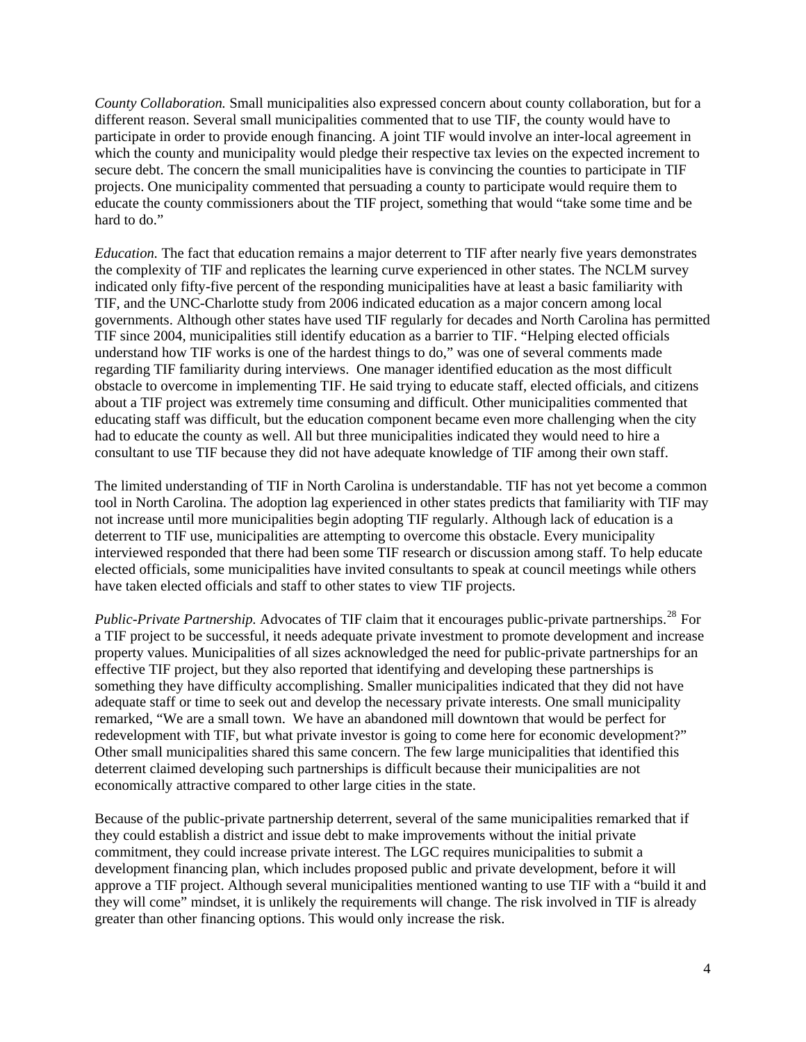*County Collaboration.* Small municipalities also expressed concern about county collaboration, but for a different reason. Several small municipalities commented that to use TIF, the county would have to participate in order to provide enough financing. A joint TIF would involve an inter-local agreement in which the county and municipality would pledge their respective tax levies on the expected increment to secure debt. The concern the small municipalities have is convincing the counties to participate in TIF projects. One municipality commented that persuading a county to participate would require them to educate the county commissioners about the TIF project, something that would "take some time and be hard to do."

*Education.* The fact that education remains a major deterrent to TIF after nearly five years demonstrates the complexity of TIF and replicates the learning curve experienced in other states. The NCLM survey indicated only fifty-five percent of the responding municipalities have at least a basic familiarity with TIF, and the UNC-Charlotte study from 2006 indicated education as a major concern among local governments. Although other states have used TIF regularly for decades and North Carolina has permitted TIF since 2004, municipalities still identify education as a barrier to TIF. "Helping elected officials understand how TIF works is one of the hardest things to do," was one of several comments made regarding TIF familiarity during interviews. One manager identified education as the most difficult obstacle to overcome in implementing TIF. He said trying to educate staff, elected officials, and citizens about a TIF project was extremely time consuming and difficult. Other municipalities commented that educating staff was difficult, but the education component became even more challenging when the city had to educate the county as well. All but three municipalities indicated they would need to hire a consultant to use TIF because they did not have adequate knowledge of TIF among their own staff.

The limited understanding of TIF in North Carolina is understandable. TIF has not yet become a common tool in North Carolina. The adoption lag experienced in other states predicts that familiarity with TIF may not increase until more municipalities begin adopting TIF regularly. Although lack of education is a deterrent to TIF use, municipalities are attempting to overcome this obstacle. Every municipality interviewed responded that there had been some TIF research or discussion among staff. To help educate elected officials, some municipalities have invited consultants to speak at council meetings while others have taken elected officials and staff to other states to view TIF projects.

*Public-Private Partnership.* Advocates of TIF claim that it encourages public-private partnerships.[28] For a TIF project to be successful, it needs adequate private investment to promote development and increase property values. Municipalities of all sizes acknowledged the need for public-private partnerships for an effective TIF project, but they also reported that identifying and developing these partnerships is something they have difficulty accomplishing. Smaller municipalities indicated that they did not have adequate staff or time to seek out and develop the necessary private interests. One small municipality remarked, "We are a small town. We have an abandoned mill downtown that would be perfect for redevelopment with TIF, but what private investor is going to come here for economic development?" Other small municipalities shared this same concern. The few large municipalities that identified this deterrent claimed developing such partnerships is difficult because their municipalities are not economically attractive compared to other large cities in the state.

Because of the public-private partnership deterrent, several of the same municipalities remarked that if they could establish a district and issue debt to make improvements without the initial private commitment, they could increase private interest. The LGC requires municipalities to submit a development financing plan, which includes proposed public and private development, before it will approve a TIF project. Although several municipalities mentioned wanting to use TIF with a "build it and they will come" mindset, it is unlikely the requirements will change. The risk involved in TIF is already greater than other financing options. This would only increase the risk.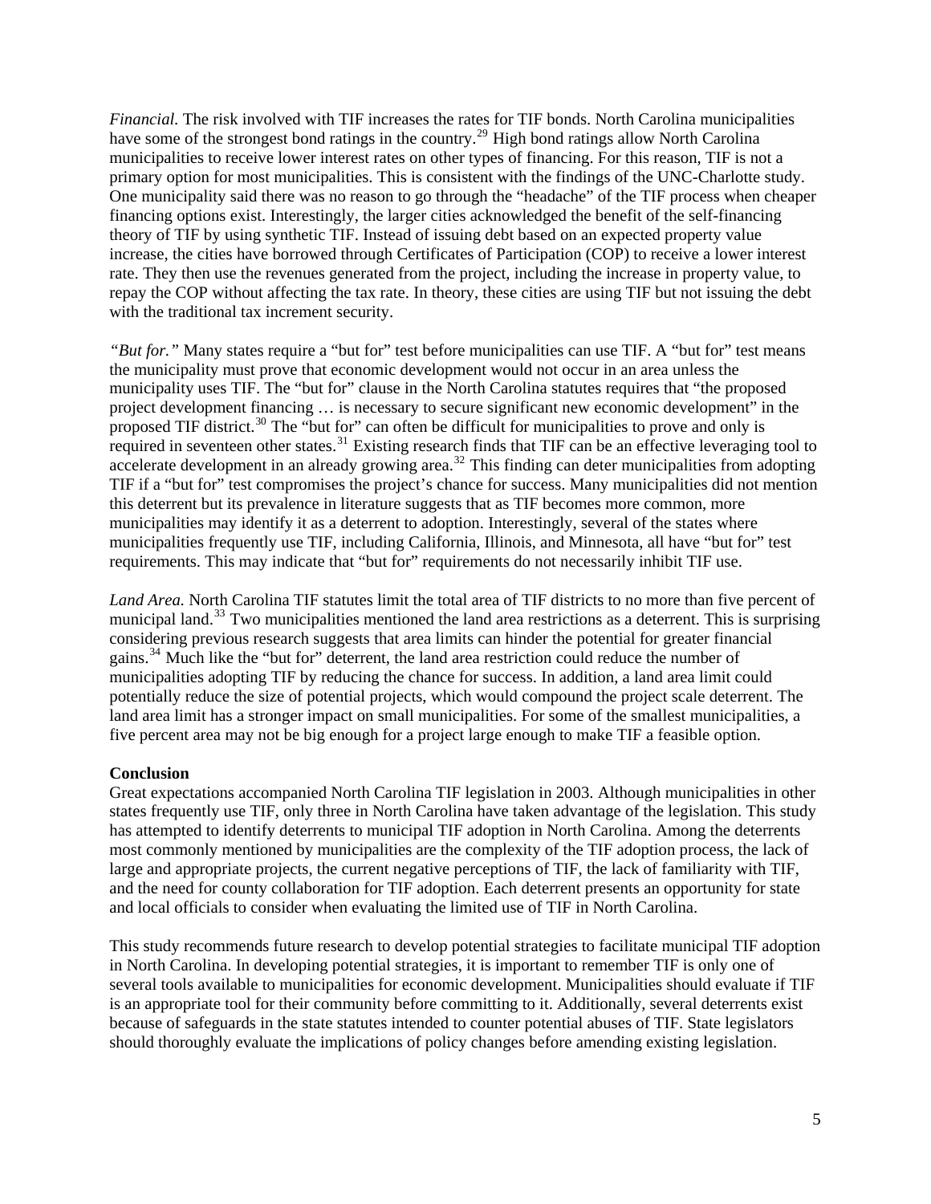*Financial.* The risk involved with TIF increases the rates for TIF bonds. North Carolina municipalities have some of the strongest bond ratings in the country.[29] High bond ratings allow North Carolina municipalities to receive lower interest rates on other types of financing. For this reason, TIF is not a primary option for most municipalities. This is consistent with the findings of the UNC-Charlotte study. One municipality said there was no reason to go through the "headache" of the TIF process when cheaper financing options exist. Interestingly, the larger cities acknowledged the benefit of the self-financing theory of TIF by using synthetic TIF. Instead of issuing debt based on an expected property value increase, the cities have borrowed through Certificates of Participation (COP) to receive a lower interest rate. They then use the revenues generated from the project, including the increase in property value, to repay the COP without affecting the tax rate. In theory, these cities are using TIF but not issuing the debt with the traditional tax increment security.

*"But for."* Many states require a "but for" test before municipalities can use TIF. A "but for" test means the municipality must prove that economic development would not occur in an area unless the municipality uses TIF. The "but for" clause in the North Carolina statutes requires that "the proposed project development financing … is necessary to secure significant new economic development" in the proposed TIF district.[30] The "but for" can often be difficult for municipalities to prove and only is required in seventeen other states.[31] Existing research finds that TIF can be an effective leveraging tool to accelerate development in an already growing area.[32] This finding can deter municipalities from adopting TIF if a "but for" test compromises the project's chance for success. Many municipalities did not mention this deterrent but its prevalence in literature suggests that as TIF becomes more common, more municipalities may identify it as a deterrent to adoption. Interestingly, several of the states where municipalities frequently use TIF, including California, Illinois, and Minnesota, all have "but for" test requirements. This may indicate that "but for" requirements do not necessarily inhibit TIF use.

*Land Area.* North Carolina TIF statutes limit the total area of TIF districts to no more than five percent of municipal land.[33] Two municipalities mentioned the land area restrictions as a deterrent. This is surprising considering previous research suggests that area limits can hinder the potential for greater financial gains.[34] Much like the "but for" deterrent, the land area restriction could reduce the number of municipalities adopting TIF by reducing the chance for success. In addition, a land area limit could potentially reduce the size of potential projects, which would compound the project scale deterrent. The land area limit has a stronger impact on small municipalities. For some of the smallest municipalities, a five percent area may not be big enough for a project large enough to make TIF a feasible option.

**Conclusion**

Great expectations accompanied North Carolina TIF legislation in 2003. Although municipalities in other states frequently use TIF, only three in North Carolina have taken advantage of the legislation. This study has attempted to identify deterrents to municipal TIF adoption in North Carolina. Among the deterrents most commonly mentioned by municipalities are the complexity of the TIF adoption process, the lack of large and appropriate projects, the current negative perceptions of TIF, the lack of familiarity with TIF, and the need for county collaboration for TIF adoption. Each deterrent presents an opportunity for state and local officials to consider when evaluating the limited use of TIF in North Carolina.

This study recommends future research to develop potential strategies to facilitate municipal TIF adoption in North Carolina. In developing potential strategies, it is important to remember TIF is only one of several tools available to municipalities for economic development. Municipalities should evaluate if TIF is an appropriate tool for their community before committing to it. Additionally, several deterrents exist because of safeguards in the state statutes intended to counter potential abuses of TIF. State legislators should thoroughly evaluate the implications of policy changes before amending existing legislation.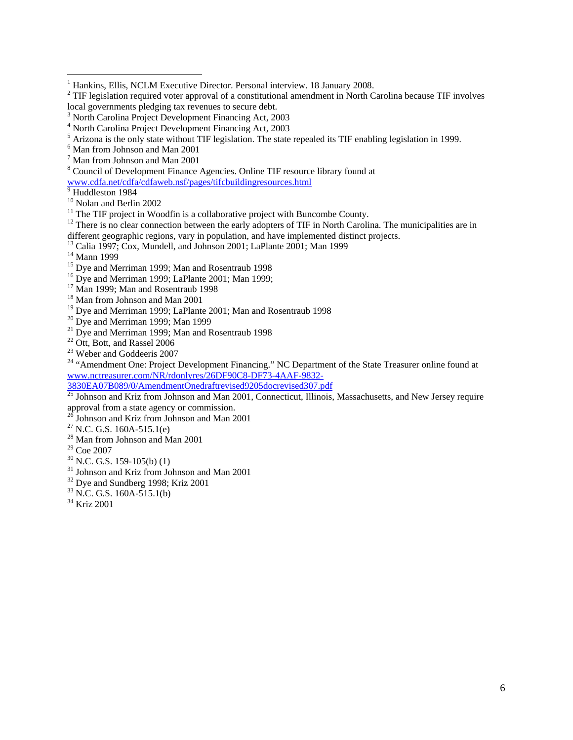[1] Hankins, Ellis, NCLM Executive Director. Personal interview. 18 January 2008.

[2] TIF legislation required voter approval of a constitutional amendment in North Carolina because TIF involves local governments pledging tax revenues to secure debt.

[3] North Carolina Project Development Financing Act, 2003

[4] North Carolina Project Development Financing Act, 2003

[5] Arizona is the only state without TIF legislation. The state repealed its TIF enabling legislation in 1999.

[6] Man from Johnson and Man 2001

[7] Man from Johnson and Man 2001

[8] Council of Development Finance Agencies. Online TIF resource library found at www.cdfa.net/cdfa/cdfaweb.nsf/pages/tifcbuildingresources.html

[9] Huddleston 1984

[10] Nolan and Berlin 2002

[11] The TIF project in Woodfin is a collaborative project with Buncombe County.

[12] There is no clear connection between the early adopters of TIF in North Carolina. The municipalities are in different geographic regions, vary in population, and have implemented distinct projects.

[13] Calia 1997; Cox, Mundell, and Johnson 2001; LaPlante 2001; Man 1999

[14] Mann 1999

[15] Dye and Merriman 1999; Man and Rosentraub 1998

[16] Dye and Merriman 1999; LaPlante 2001; Man 1999;

[17] Man 1999; Man and Rosentraub 1998

[18] Man from Johnson and Man 2001

[19] Dye and Merriman 1999; LaPlante 2001; Man and Rosentraub 1998

[20] Dye and Merriman 1999; Man 1999

[21] Dye and Merriman 1999; Man and Rosentraub 1998

[22] Ott, Bott, and Rassel 2006

[23] Weber and Goddeeris 2007

[24] "Amendment One: Project Development Financing." NC Department of the State Treasurer online found at www.nctreasurer.com/NR/rdonlyres/26DF90C8-DF73-4AAF-9832-3830EA07B089/0/AmendmentOnedraftrevised9205docrevised307.pdf

[25] Johnson and Kriz from Johnson and Man 2001, Connecticut, Illinois, Massachusetts, and New Jersey require approval from a state agency or commission.

[26] Johnson and Kriz from Johnson and Man 2001

[27] N.C. G.S. 160A-515.1(e)

[28] Man from Johnson and Man 2001

[29] Coe 2007

[30] N.C. G.S. 159-105(b) (1)

[31] Johnson and Kriz from Johnson and Man 2001

[32] Dye and Sundberg 1998; Kriz 2001

[33] N.C. G.S. 160A-515.1(b)

[34] Kriz 2001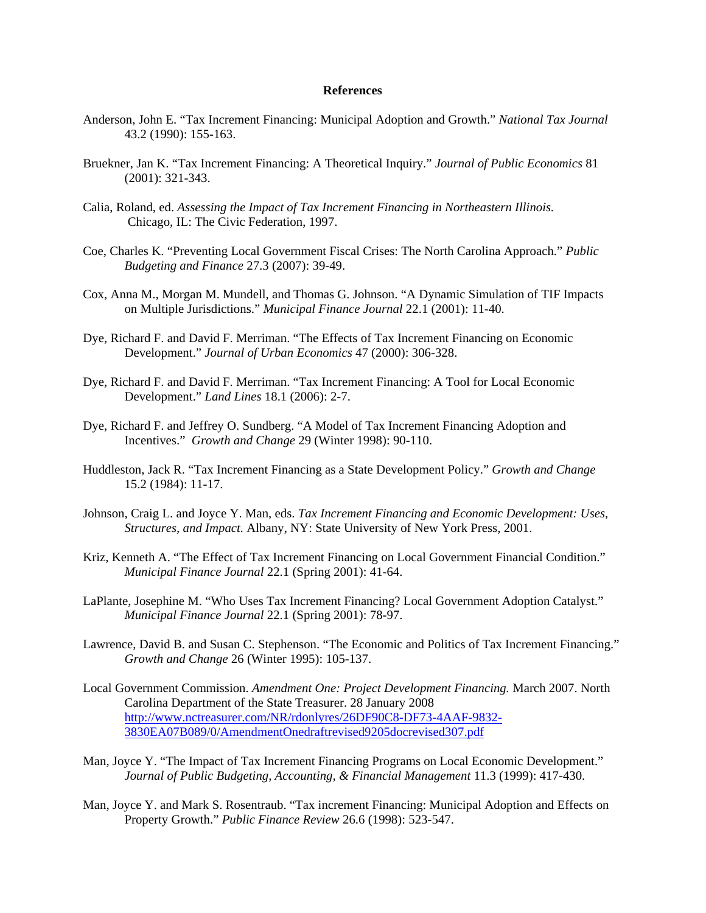## References

Anderson, John E. "Tax Increment Financing: Municipal Adoption and Growth." *National Tax Journal* 43.2 (1990): 155-163.

Bruekner, Jan K. "Tax Increment Financing: A Theoretical Inquiry." *Journal of Public Economics* 81 (2001): 321-343.

Calia, Roland, ed. *Assessing the Impact of Tax Increment Financing in Northeastern Illinois.* Chicago, IL: The Civic Federation, 1997.

Coe, Charles K. "Preventing Local Government Fiscal Crises: The North Carolina Approach." *Public Budgeting and Finance* 27.3 (2007): 39-49.

Cox, Anna M., Morgan M. Mundell, and Thomas G. Johnson. "A Dynamic Simulation of TIF Impacts on Multiple Jurisdictions." *Municipal Finance Journal* 22.1 (2001): 11-40.

Dye, Richard F. and David F. Merriman. "The Effects of Tax Increment Financing on Economic Development." *Journal of Urban Economics* 47 (2000): 306-328.

Dye, Richard F. and David F. Merriman. "Tax Increment Financing: A Tool for Local Economic Development." *Land Lines* 18.1 (2006): 2-7.

Dye, Richard F. and Jeffrey O. Sundberg. "A Model of Tax Increment Financing Adoption and Incentives." *Growth and Change* 29 (Winter 1998): 90-110.

Huddleston, Jack R. "Tax Increment Financing as a State Development Policy." *Growth and Change* 15.2 (1984): 11-17.

Johnson, Craig L. and Joyce Y. Man, eds. *Tax Increment Financing and Economic Development: Uses, Structures, and Impact.* Albany, NY: State University of New York Press, 2001.

Kriz, Kenneth A. "The Effect of Tax Increment Financing on Local Government Financial Condition." *Municipal Finance Journal* 22.1 (Spring 2001): 41-64.

LaPlante, Josephine M. "Who Uses Tax Increment Financing? Local Government Adoption Catalyst." *Municipal Finance Journal* 22.1 (Spring 2001): 78-97.

Lawrence, David B. and Susan C. Stephenson. "The Economic and Politics of Tax Increment Financing." *Growth and Change* 26 (Winter 1995): 105-137.

Local Government Commission. *Amendment One: Project Development Financing.* March 2007. North Carolina Department of the State Treasurer. 28 January 2008 http://www.nctreasurer.com/NR/rdonlyres/26DF90C8-DF73-4AAF-9832-3830EA07B089/0/AmendmentOnedraftrevised9205docrevised307.pdf

Man, Joyce Y. "The Impact of Tax Increment Financing Programs on Local Economic Development." *Journal of Public Budgeting, Accounting, & Financial Management* 11.3 (1999): 417-430.

Man, Joyce Y. and Mark S. Rosentraub. "Tax increment Financing: Municipal Adoption and Effects on Property Growth." *Public Finance Review* 26.6 (1998): 523-547.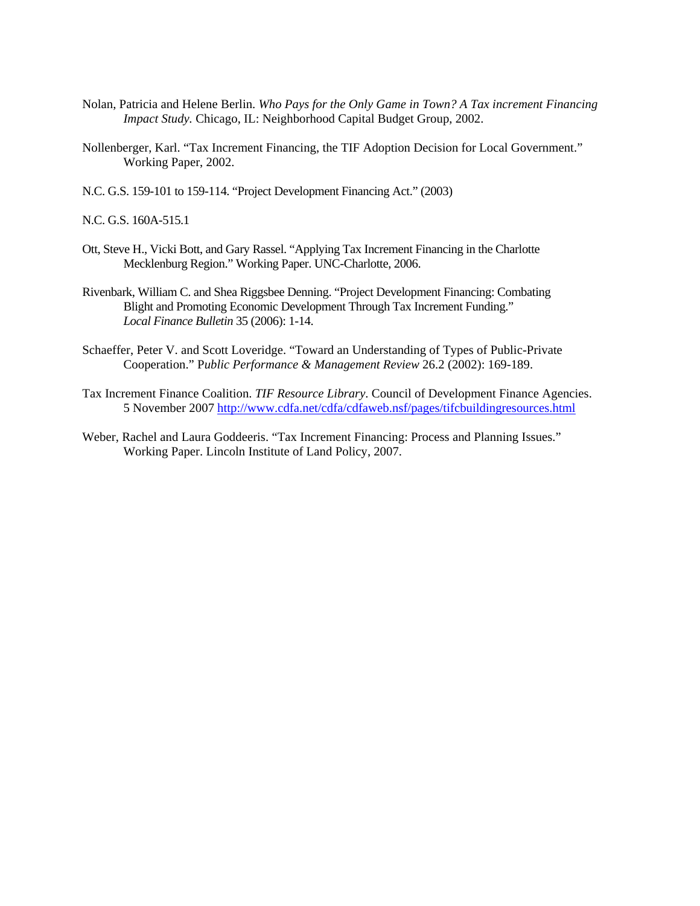Nolan, Patricia and Helene Berlin. *Who Pays for the Only Game in Town? A Tax increment Financing Impact Study.* Chicago, IL: Neighborhood Capital Budget Group, 2002.

Nollenberger, Karl. "Tax Increment Financing, the TIF Adoption Decision for Local Government." Working Paper, 2002.

N.C. G.S. 159-101 to 159-114. "Project Development Financing Act." (2003)

N.C. G.S. 160A-515.1

Ott, Steve H., Vicki Bott, and Gary Rassel. "Applying Tax Increment Financing in the Charlotte Mecklenburg Region." Working Paper. UNC-Charlotte, 2006.

Rivenbark, William C. and Shea Riggsbee Denning. "Project Development Financing: Combating Blight and Promoting Economic Development Through Tax Increment Funding." *Local Finance Bulletin* 35 (2006): 1-14.

Schaeffer, Peter V. and Scott Loveridge. "Toward an Understanding of Types of Public-Private Cooperation." P*ublic Performance & Management Review* 26.2 (2002): 169-189.

Tax Increment Finance Coalition. *TIF Resource Library*. Council of Development Finance Agencies. 5 November 2007 http://www.cdfa.net/cdfa/cdfaweb.nsf/pages/tifcbuildingresources.html

Weber, Rachel and Laura Goddeeris. "Tax Increment Financing: Process and Planning Issues." Working Paper. Lincoln Institute of Land Policy, 2007.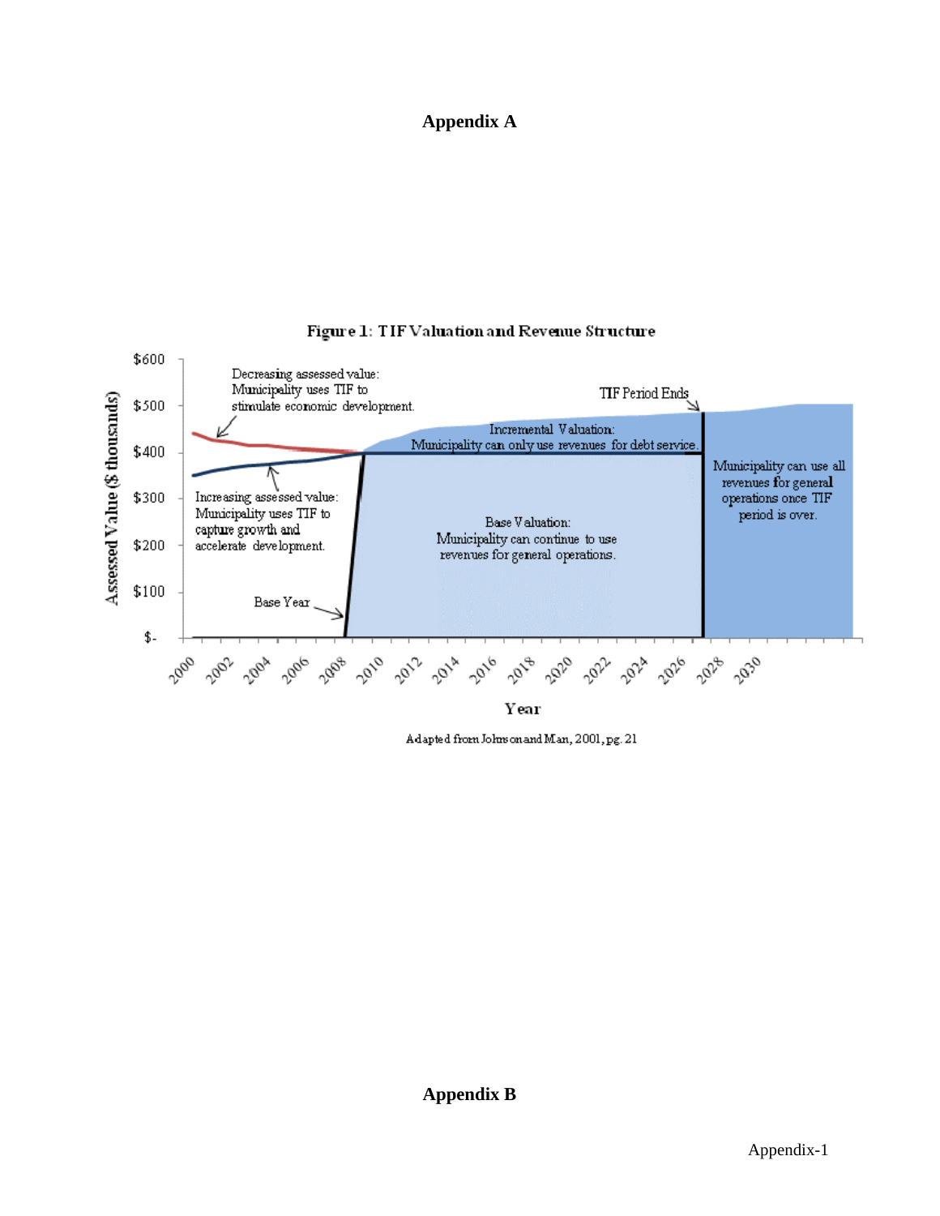# Appendix A

**Figure 1: TIF Valuation and Revenue Structure**

Adapted from Johnson and Man, 2001, pg. 21

# Appendix B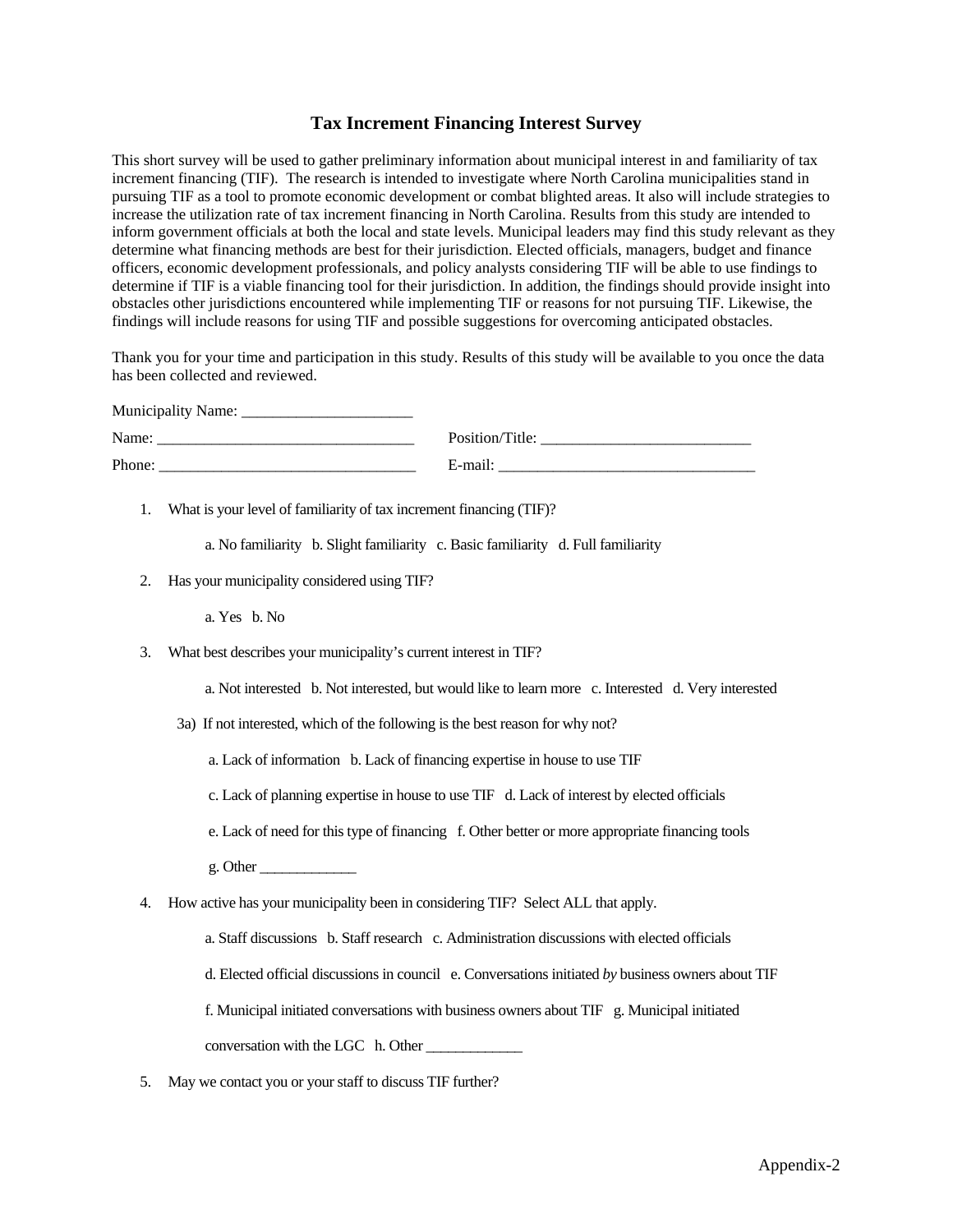## Tax Increment Financing Interest Survey

This short survey will be used to gather preliminary information about municipal interest in and familiarity of tax increment financing (TIF). The research is intended to investigate where North Carolina municipalities stand in pursuing TIF as a tool to promote economic development or combat blighted areas. It also will include strategies to increase the utilization rate of tax increment financing in North Carolina. Results from this study are intended to inform government officials at both the local and state levels. Municipal leaders may find this study relevant as they determine what financing methods are best for their jurisdiction. Elected officials, managers, budget and finance officers, economic development professionals, and policy analysts considering TIF will be able to use findings to determine if TIF is a viable financing tool for their jurisdiction. In addition, the findings should provide insight into obstacles other jurisdictions encountered while implementing TIF or reasons for not pursuing TIF. Likewise, the findings will include reasons for using TIF and possible suggestions for overcoming anticipated obstacles.

Thank you for your time and participation in this study. Results of this study will be available to you once the data has been collected and reviewed.

Municipality Name: ______________________

Name: _________________________________ Position/Title: ___________________________

Phone: _________________________________ E-mail: __________________________________

1. What is your level of familiarity of tax increment financing (TIF)?

   a. No familiarity b. Slight familiarity c. Basic familiarity d. Full familiarity

2. Has your municipality considered using TIF?

   a. Yes b. No

3. What best describes your municipality's current interest in TIF?

   a. Not interested b. Not interested, but would like to learn more c. Interested d. Very interested

   3a) If not interested, which of the following is the best reason for why not?

   a. Lack of information b. Lack of financing expertise in house to use TIF

   c. Lack of planning expertise in house to use TIF d. Lack of interest by elected officials

   e. Lack of need for this type of financing f. Other better or more appropriate financing tools

   g. Other _____________

4. How active has your municipality been in considering TIF? Select ALL that apply.

   a. Staff discussions b. Staff research c. Administration discussions with elected officials

   d. Elected official discussions in council e. Conversations initiated *by* business owners about TIF

   f. Municipal initiated conversations with business owners about TIF g. Municipal initiated conversation with the LGC h. Other _____________

5. May we contact you or your staff to discuss TIF further?

Appendix-2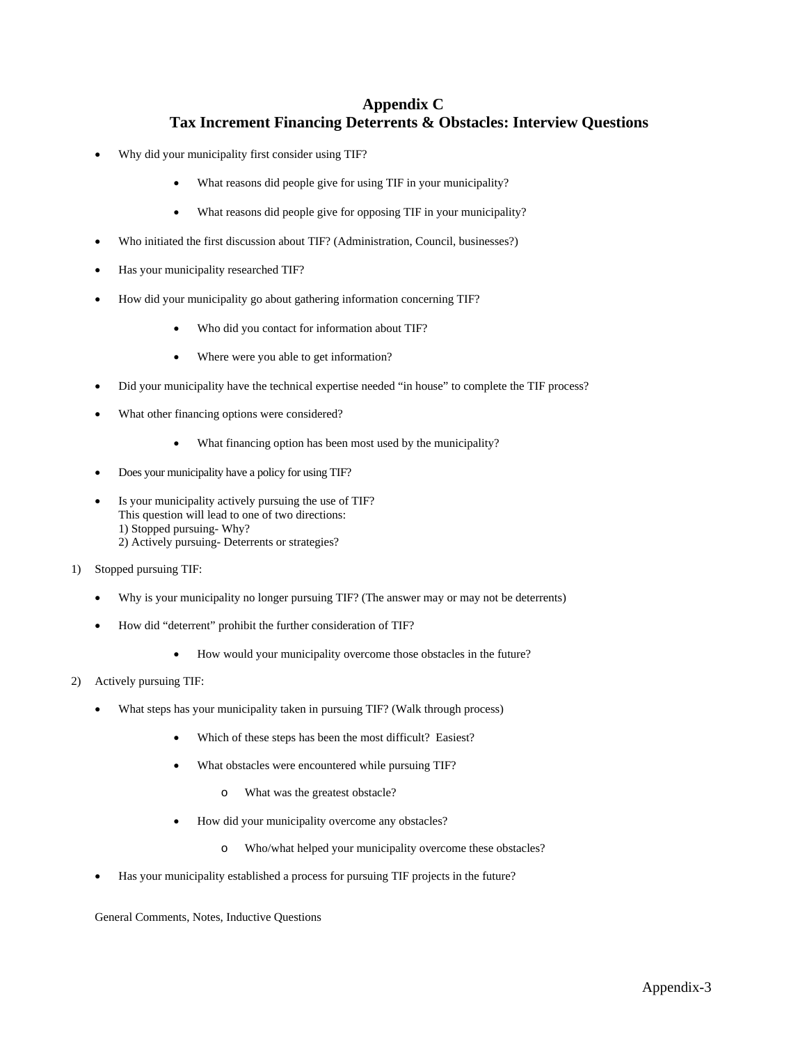# Appendix C
# Tax Increment Financing Deterrents & Obstacles: Interview Questions

- Why did your municipality first consider using TIF?
    - What reasons did people give for using TIF in your municipality?
    - What reasons did people give for opposing TIF in your municipality?
- Who initiated the first discussion about TIF? (Administration, Council, businesses?)
- Has your municipality researched TIF?
- How did your municipality go about gathering information concerning TIF?
    - Who did you contact for information about TIF?
    - Where were you able to get information?
- Did your municipality have the technical expertise needed "in house" to complete the TIF process?
- What other financing options were considered?
    - What financing option has been most used by the municipality?
- Does your municipality have a policy for using TIF?
- Is your municipality actively pursuing the use of TIF?
  This question will lead to one of two directions:
  1) Stopped pursuing- Why?
  2) Actively pursuing- Deterrents or strategies?

1) Stopped pursuing TIF:

- Why is your municipality no longer pursuing TIF? (The answer may or may not be deterrents)
- How did "deterrent" prohibit the further consideration of TIF?
    - How would your municipality overcome those obstacles in the future?

2) Actively pursuing TIF:

- What steps has your municipality taken in pursuing TIF? (Walk through process)
    - Which of these steps has been the most difficult? Easiest?
    - What obstacles were encountered while pursuing TIF?
        - What was the greatest obstacle?
    - How did your municipality overcome any obstacles?
        - Who/what helped your municipality overcome these obstacles?
- Has your municipality established a process for pursuing TIF projects in the future?

General Comments, Notes, Inductive Questions